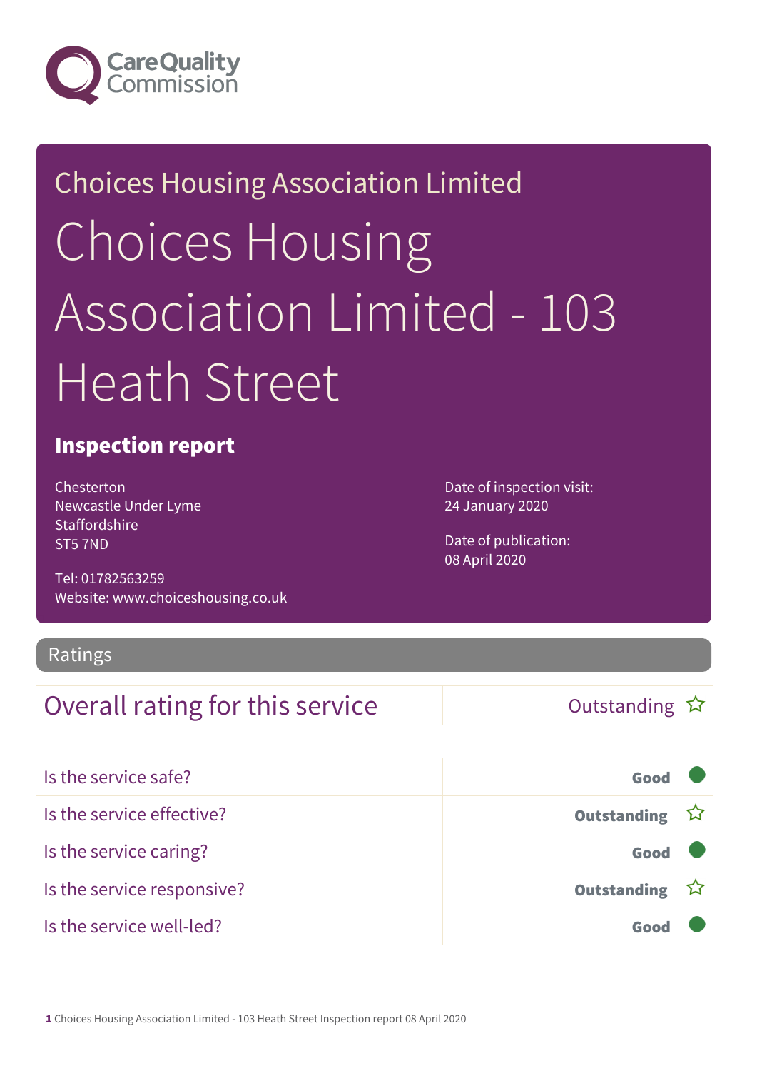Care Quality Commission

Choices Housing Association Limited

# Choices Housing Association Limited - 103 Heath Street

## Inspection report

Chesterton
Newcastle Under Lyme
Staffordshire
ST5 7ND

Tel: 01782563259
Website: www.choiceshousing.co.uk

Date of inspection visit:
24 January 2020

Date of publication:
08 April 2020

## Ratings

| Overall rating for this service | Outstanding ☆ |
|---|---|

| Is the service safe? | Good |
|---|---|
| Is the service effective? | Outstanding ☆ |
| Is the service caring? | Good |
| Is the service responsive? | Outstanding ☆ |
| Is the service well-led? | Good |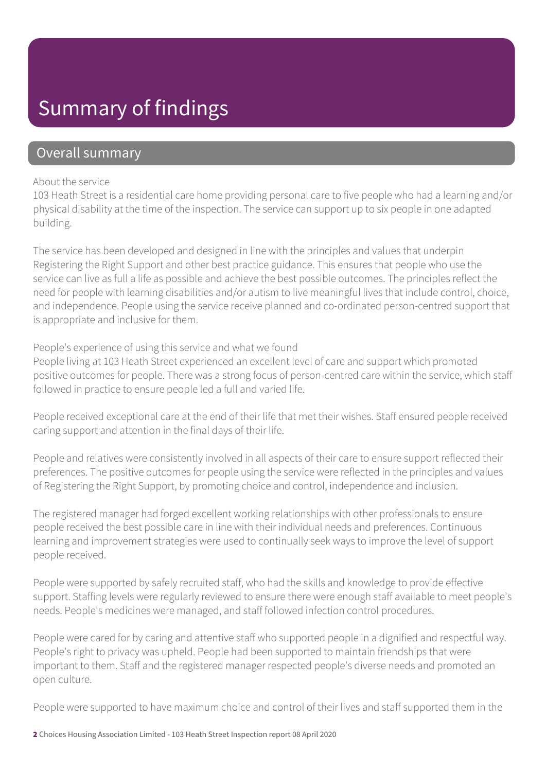# Summary of findings

## Overall summary

About the service

103 Heath Street is a residential care home providing personal care to five people who had a learning and/or physical disability at the time of the inspection. The service can support up to six people in one adapted building.

The service has been developed and designed in line with the principles and values that underpin Registering the Right Support and other best practice guidance. This ensures that people who use the service can live as full a life as possible and achieve the best possible outcomes. The principles reflect the need for people with learning disabilities and/or autism to live meaningful lives that include control, choice, and independence. People using the service receive planned and co-ordinated person-centred support that is appropriate and inclusive for them.

People's experience of using this service and what we found

People living at 103 Heath Street experienced an excellent level of care and support which promoted positive outcomes for people. There was a strong focus of person-centred care within the service, which staff followed in practice to ensure people led a full and varied life.

People received exceptional care at the end of their life that met their wishes. Staff ensured people received caring support and attention in the final days of their life.

People and relatives were consistently involved in all aspects of their care to ensure support reflected their preferences. The positive outcomes for people using the service were reflected in the principles and values of Registering the Right Support, by promoting choice and control, independence and inclusion.

The registered manager had forged excellent working relationships with other professionals to ensure people received the best possible care in line with their individual needs and preferences. Continuous learning and improvement strategies were used to continually seek ways to improve the level of support people received.

People were supported by safely recruited staff, who had the skills and knowledge to provide effective support. Staffing levels were regularly reviewed to ensure there were enough staff available to meet people's needs. People's medicines were managed, and staff followed infection control procedures.

People were cared for by caring and attentive staff who supported people in a dignified and respectful way. People's right to privacy was upheld. People had been supported to maintain friendships that were important to them. Staff and the registered manager respected people's diverse needs and promoted an open culture.

People were supported to have maximum choice and control of their lives and staff supported them in the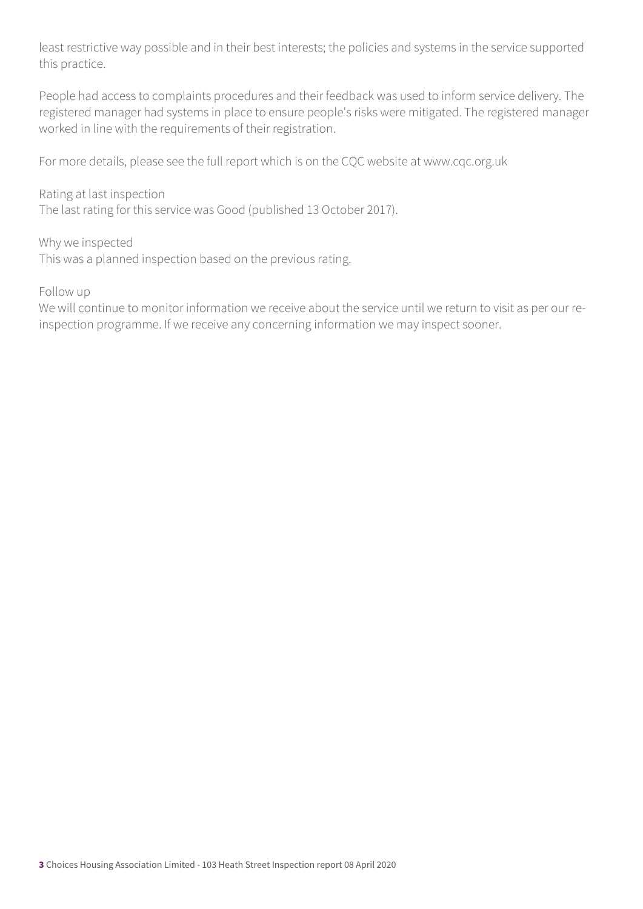least restrictive way possible and in their best interests; the policies and systems in the service supported this practice.

People had access to complaints procedures and their feedback was used to inform service delivery. The registered manager had systems in place to ensure people's risks were mitigated. The registered manager worked in line with the requirements of their registration.

For more details, please see the full report which is on the CQC website at www.cqc.org.uk

Rating at last inspection
The last rating for this service was Good (published 13 October 2017).

Why we inspected
This was a planned inspection based on the previous rating.

Follow up
We will continue to monitor information we receive about the service until we return to visit as per our re-inspection programme. If we receive any concerning information we may inspect sooner.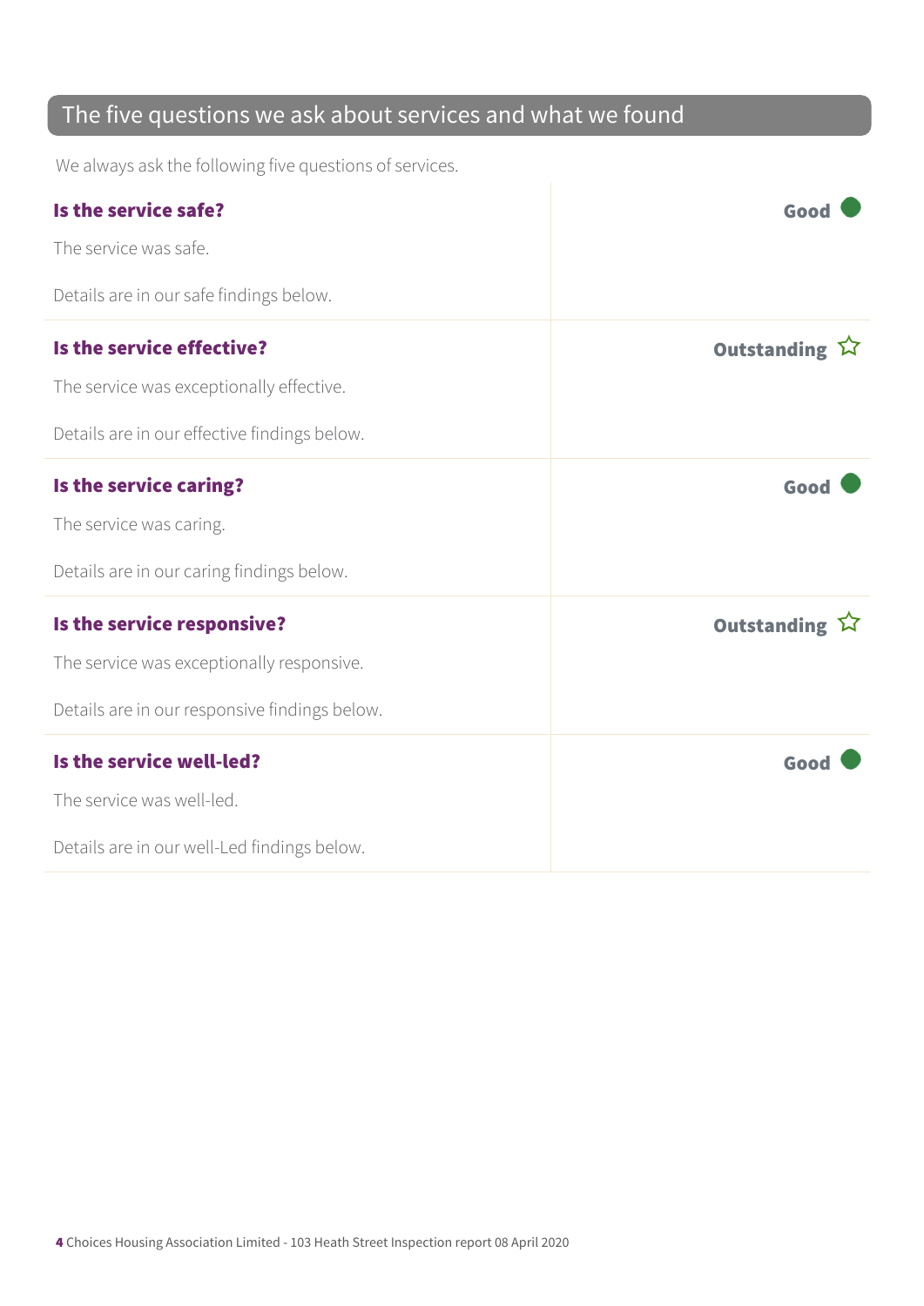## The five questions we ask about services and what we found

We always ask the following five questions of services.

| | |
|---|---|
| **Is the service safe?**<br><br>The service was safe.<br><br>Details are in our safe findings below. | **Good** |
| **Is the service effective?**<br><br>The service was exceptionally effective.<br><br>Details are in our effective findings below. | **Outstanding** ☆ |
| **Is the service caring?**<br><br>The service was caring.<br><br>Details are in our caring findings below. | **Good** |
| **Is the service responsive?**<br><br>The service was exceptionally responsive.<br><br>Details are in our responsive findings below. | **Outstanding** ☆ |
| **Is the service well-led?**<br><br>The service was well-led.<br><br>Details are in our well-Led findings below. | **Good** |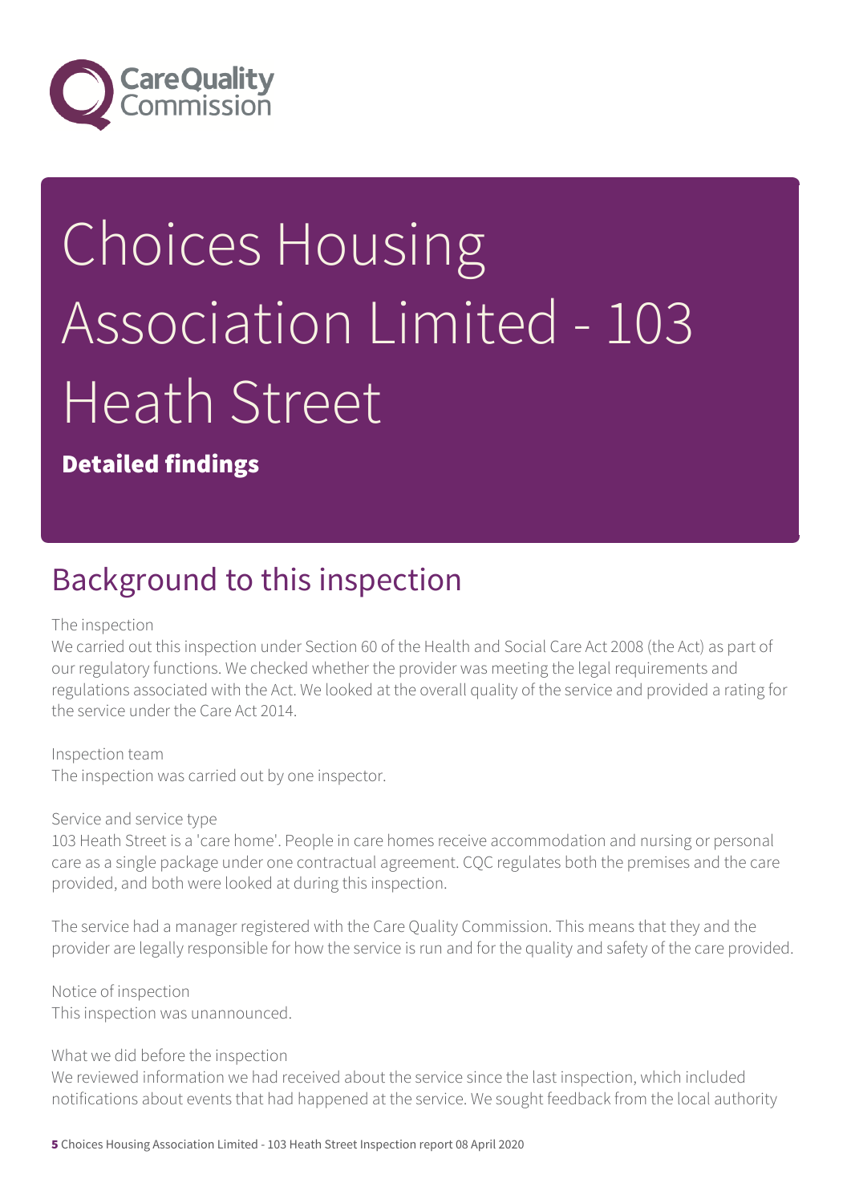# Choices Housing Association Limited - 103 Heath Street

**Detailed findings**

## Background to this inspection

The inspection

We carried out this inspection under Section 60 of the Health and Social Care Act 2008 (the Act) as part of our regulatory functions. We checked whether the provider was meeting the legal requirements and regulations associated with the Act. We looked at the overall quality of the service and provided a rating for the service under the Care Act 2014.

Inspection team

The inspection was carried out by one inspector.

Service and service type

103 Heath Street is a 'care home'. People in care homes receive accommodation and nursing or personal care as a single package under one contractual agreement. CQC regulates both the premises and the care provided, and both were looked at during this inspection.

The service had a manager registered with the Care Quality Commission. This means that they and the provider are legally responsible for how the service is run and for the quality and safety of the care provided.

Notice of inspection

This inspection was unannounced.

What we did before the inspection

We reviewed information we had received about the service since the last inspection, which included notifications about events that had happened at the service. We sought feedback from the local authority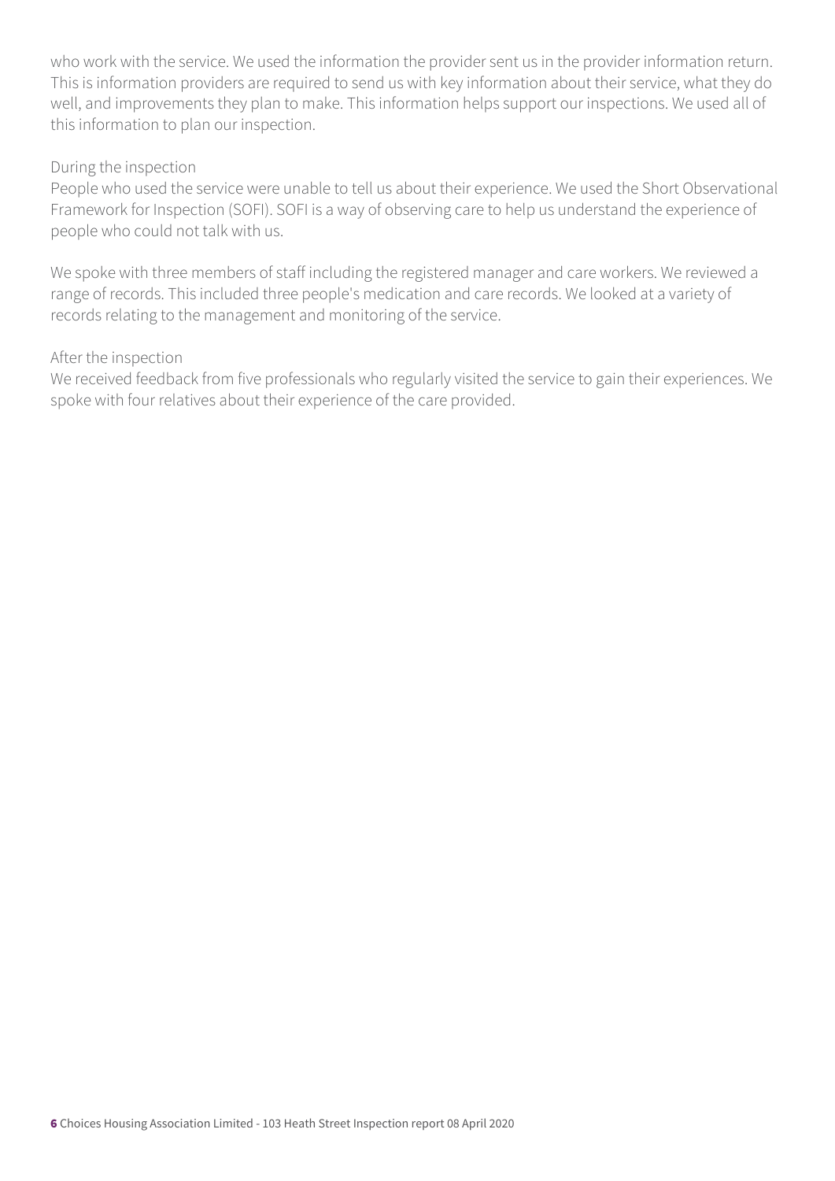who work with the service. We used the information the provider sent us in the provider information return. This is information providers are required to send us with key information about their service, what they do well, and improvements they plan to make. This information helps support our inspections. We used all of this information to plan our inspection.

During the inspection

People who used the service were unable to tell us about their experience. We used the Short Observational Framework for Inspection (SOFI). SOFI is a way of observing care to help us understand the experience of people who could not talk with us.

We spoke with three members of staff including the registered manager and care workers. We reviewed a range of records. This included three people's medication and care records. We looked at a variety of records relating to the management and monitoring of the service.

After the inspection

We received feedback from five professionals who regularly visited the service to gain their experiences. We spoke with four relatives about their experience of the care provided.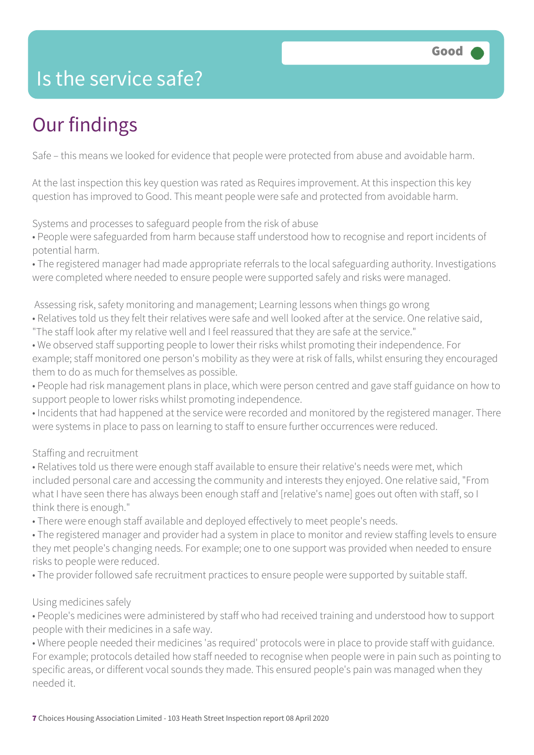# Is the service safe?

Good

## Our findings

Safe – this means we looked for evidence that people were protected from abuse and avoidable harm.

At the last inspection this key question was rated as Requires improvement. At this inspection this key question has improved to Good. This meant people were safe and protected from avoidable harm.

Systems and processes to safeguard people from the risk of abuse

- People were safeguarded from harm because staff understood how to recognise and report incidents of potential harm.
- The registered manager had made appropriate referrals to the local safeguarding authority. Investigations were completed where needed to ensure people were supported safely and risks were managed.

Assessing risk, safety monitoring and management; Learning lessons when things go wrong

- Relatives told us they felt their relatives were safe and well looked after at the service. One relative said, "The staff look after my relative well and I feel reassured that they are safe at the service."
- We observed staff supporting people to lower their risks whilst promoting their independence. For example; staff monitored one person's mobility as they were at risk of falls, whilst ensuring they encouraged them to do as much for themselves as possible.
- People had risk management plans in place, which were person centred and gave staff guidance on how to support people to lower risks whilst promoting independence.
- Incidents that had happened at the service were recorded and monitored by the registered manager. There were systems in place to pass on learning to staff to ensure further occurrences were reduced.

Staffing and recruitment

- Relatives told us there were enough staff available to ensure their relative's needs were met, which included personal care and accessing the community and interests they enjoyed. One relative said, "From what I have seen there has always been enough staff and [relative's name] goes out often with staff, so I think there is enough."
- There were enough staff available and deployed effectively to meet people's needs.
- The registered manager and provider had a system in place to monitor and review staffing levels to ensure they met people's changing needs. For example; one to one support was provided when needed to ensure risks to people were reduced.
- The provider followed safe recruitment practices to ensure people were supported by suitable staff.

Using medicines safely

- People's medicines were administered by staff who had received training and understood how to support people with their medicines in a safe way.
- Where people needed their medicines 'as required' protocols were in place to provide staff with guidance. For example; protocols detailed how staff needed to recognise when people were in pain such as pointing to specific areas, or different vocal sounds they made. This ensured people's pain was managed when they needed it.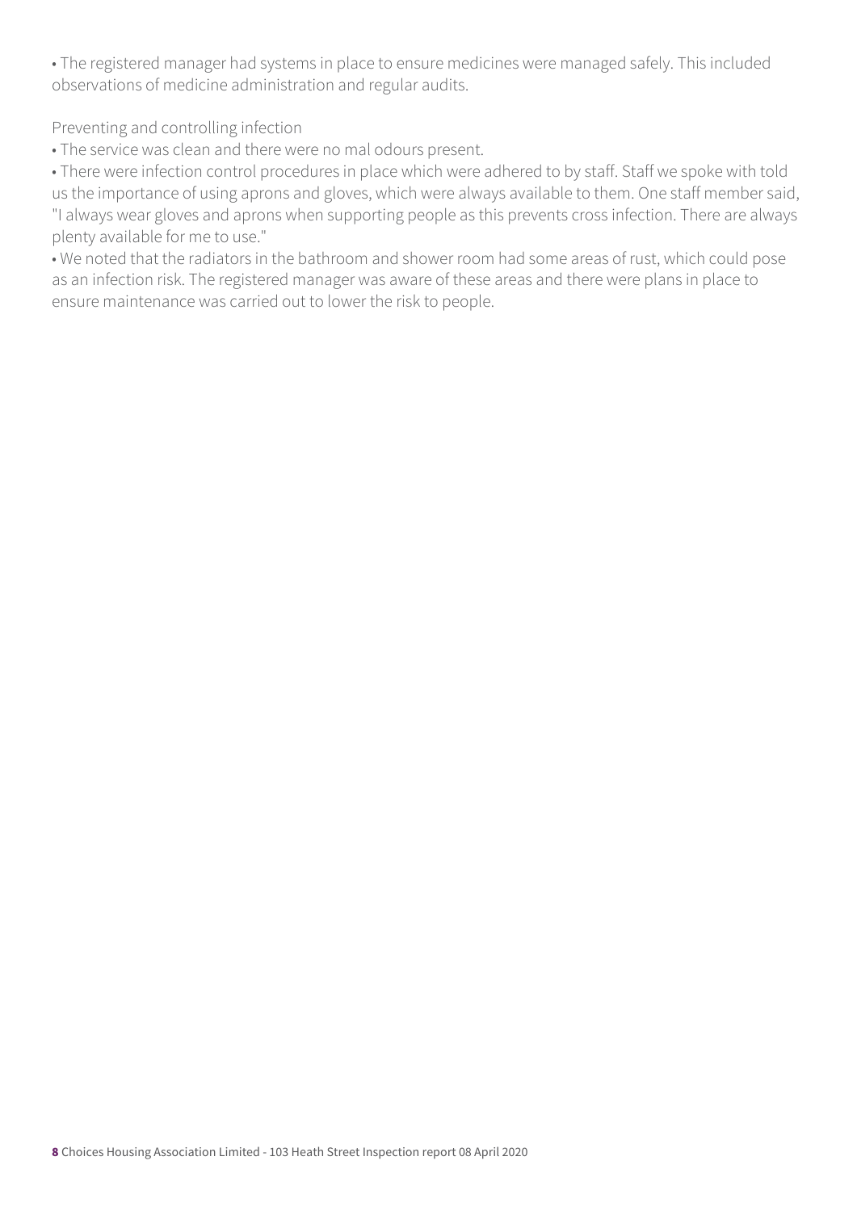- The registered manager had systems in place to ensure medicines were managed safely. This included observations of medicine administration and regular audits.

Preventing and controlling infection

- The service was clean and there were no mal odours present.
- There were infection control procedures in place which were adhered to by staff. Staff we spoke with told us the importance of using aprons and gloves, which were always available to them. One staff member said, "I always wear gloves and aprons when supporting people as this prevents cross infection. There are always plenty available for me to use."
- We noted that the radiators in the bathroom and shower room had some areas of rust, which could pose as an infection risk. The registered manager was aware of these areas and there were plans in place to ensure maintenance was carried out to lower the risk to people.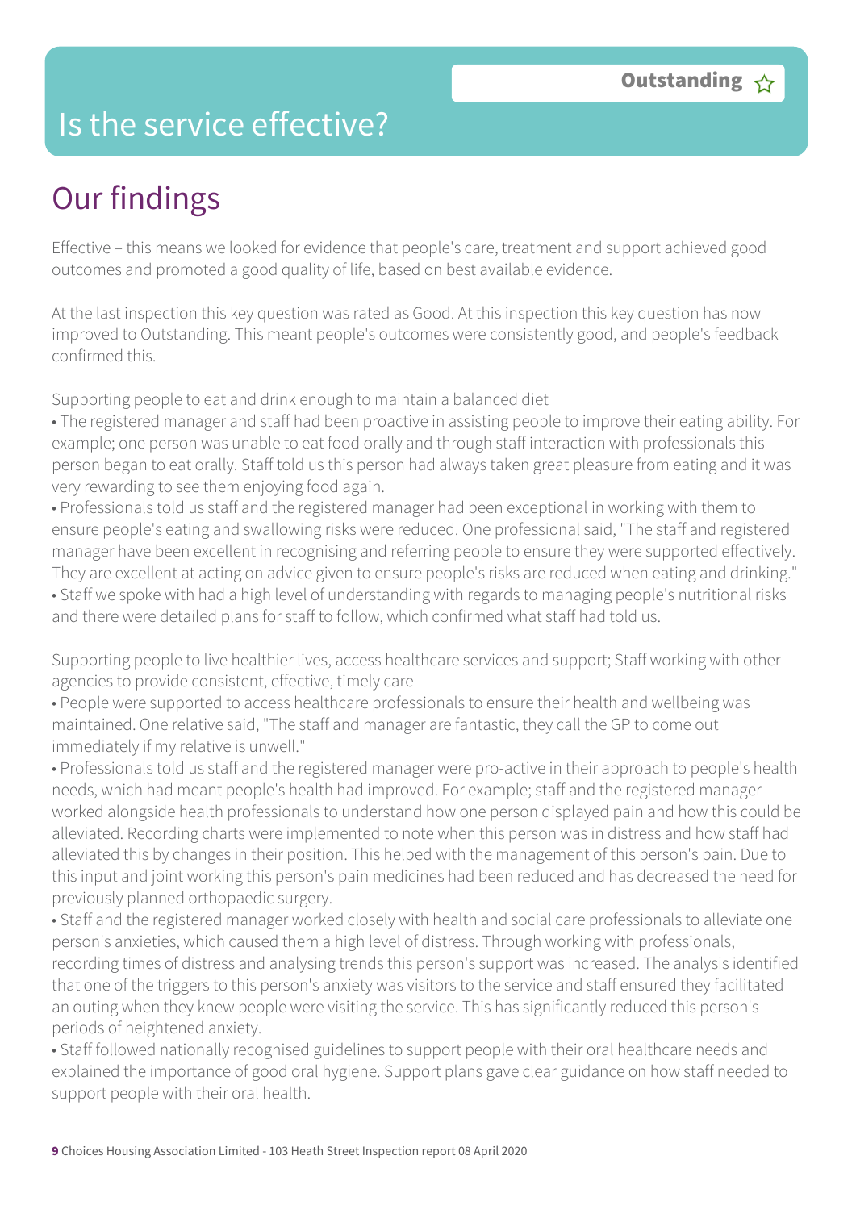# Is the service effective?

**Outstanding** ☆

## Our findings

Effective – this means we looked for evidence that people's care, treatment and support achieved good outcomes and promoted a good quality of life, based on best available evidence.

At the last inspection this key question was rated as Good. At this inspection this key question has now improved to Outstanding. This meant people's outcomes were consistently good, and people's feedback confirmed this.

Supporting people to eat and drink enough to maintain a balanced diet

- The registered manager and staff had been proactive in assisting people to improve their eating ability. For example; one person was unable to eat food orally and through staff interaction with professionals this person began to eat orally. Staff told us this person had always taken great pleasure from eating and it was very rewarding to see them enjoying food again.
- Professionals told us staff and the registered manager had been exceptional in working with them to ensure people's eating and swallowing risks were reduced. One professional said, "The staff and registered manager have been excellent in recognising and referring people to ensure they were supported effectively. They are excellent at acting on advice given to ensure people's risks are reduced when eating and drinking."
- Staff we spoke with had a high level of understanding with regards to managing people's nutritional risks and there were detailed plans for staff to follow, which confirmed what staff had told us.

Supporting people to live healthier lives, access healthcare services and support; Staff working with other agencies to provide consistent, effective, timely care

- People were supported to access healthcare professionals to ensure their health and wellbeing was maintained. One relative said, "The staff and manager are fantastic, they call the GP to come out immediately if my relative is unwell."
- Professionals told us staff and the registered manager were pro-active in their approach to people's health needs, which had meant people's health had improved. For example; staff and the registered manager worked alongside health professionals to understand how one person displayed pain and how this could be alleviated. Recording charts were implemented to note when this person was in distress and how staff had alleviated this by changes in their position. This helped with the management of this person's pain. Due to this input and joint working this person's pain medicines had been reduced and has decreased the need for previously planned orthopaedic surgery.
- Staff and the registered manager worked closely with health and social care professionals to alleviate one person's anxieties, which caused them a high level of distress. Through working with professionals, recording times of distress and analysing trends this person's support was increased. The analysis identified that one of the triggers to this person's anxiety was visitors to the service and staff ensured they facilitated an outing when they knew people were visiting the service. This has significantly reduced this person's periods of heightened anxiety.
- Staff followed nationally recognised guidelines to support people with their oral healthcare needs and explained the importance of good oral hygiene. Support plans gave clear guidance on how staff needed to support people with their oral health.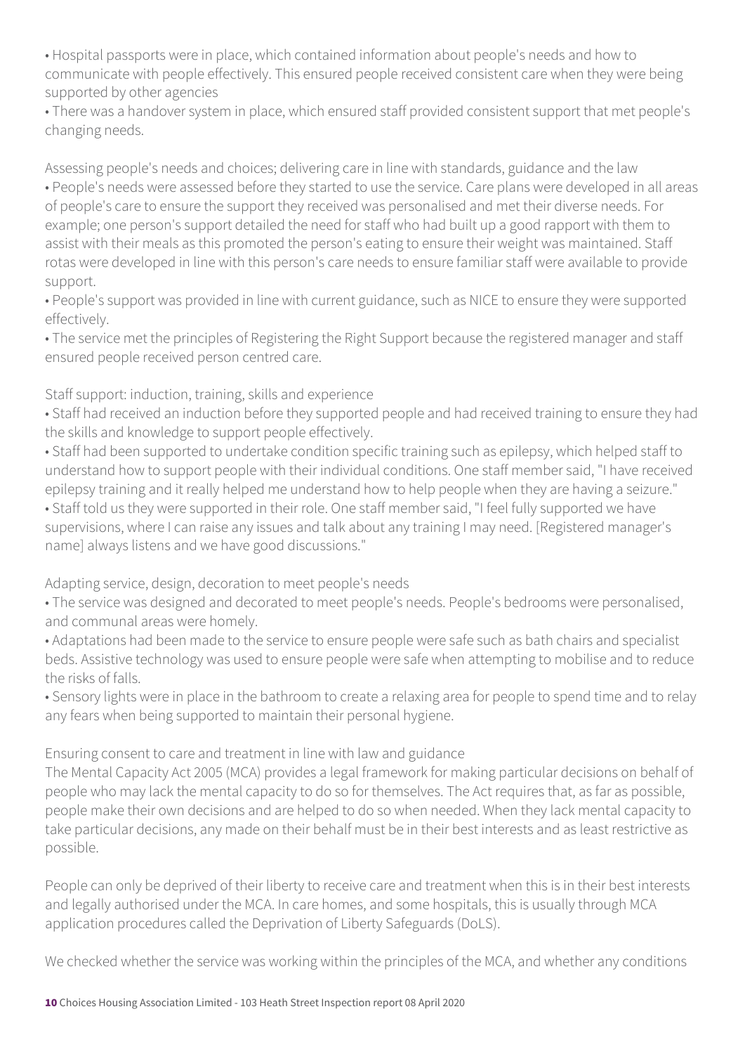- Hospital passports were in place, which contained information about people's needs and how to communicate with people effectively. This ensured people received consistent care when they were being supported by other agencies
- There was a handover system in place, which ensured staff provided consistent support that met people's changing needs.

Assessing people's needs and choices; delivering care in line with standards, guidance and the law

- People's needs were assessed before they started to use the service. Care plans were developed in all areas of people's care to ensure the support they received was personalised and met their diverse needs. For example; one person's support detailed the need for staff who had built up a good rapport with them to assist with their meals as this promoted the person's eating to ensure their weight was maintained. Staff rotas were developed in line with this person's care needs to ensure familiar staff were available to provide support.
- People's support was provided in line with current guidance, such as NICE to ensure they were supported effectively.
- The service met the principles of Registering the Right Support because the registered manager and staff ensured people received person centred care.

Staff support: induction, training, skills and experience

- Staff had received an induction before they supported people and had received training to ensure they had the skills and knowledge to support people effectively.
- Staff had been supported to undertake condition specific training such as epilepsy, which helped staff to understand how to support people with their individual conditions. One staff member said, "I have received epilepsy training and it really helped me understand how to help people when they are having a seizure."
- Staff told us they were supported in their role. One staff member said, "I feel fully supported we have supervisions, where I can raise any issues and talk about any training I may need. [Registered manager's name] always listens and we have good discussions."

Adapting service, design, decoration to meet people's needs

- The service was designed and decorated to meet people's needs. People's bedrooms were personalised, and communal areas were homely.
- Adaptations had been made to the service to ensure people were safe such as bath chairs and specialist beds. Assistive technology was used to ensure people were safe when attempting to mobilise and to reduce the risks of falls.
- Sensory lights were in place in the bathroom to create a relaxing area for people to spend time and to relay any fears when being supported to maintain their personal hygiene.

Ensuring consent to care and treatment in line with law and guidance

The Mental Capacity Act 2005 (MCA) provides a legal framework for making particular decisions on behalf of people who may lack the mental capacity to do so for themselves. The Act requires that, as far as possible, people make their own decisions and are helped to do so when needed. When they lack mental capacity to take particular decisions, any made on their behalf must be in their best interests and as least restrictive as possible.

People can only be deprived of their liberty to receive care and treatment when this is in their best interests and legally authorised under the MCA. In care homes, and some hospitals, this is usually through MCA application procedures called the Deprivation of Liberty Safeguards (DoLS).

We checked whether the service was working within the principles of the MCA, and whether any conditions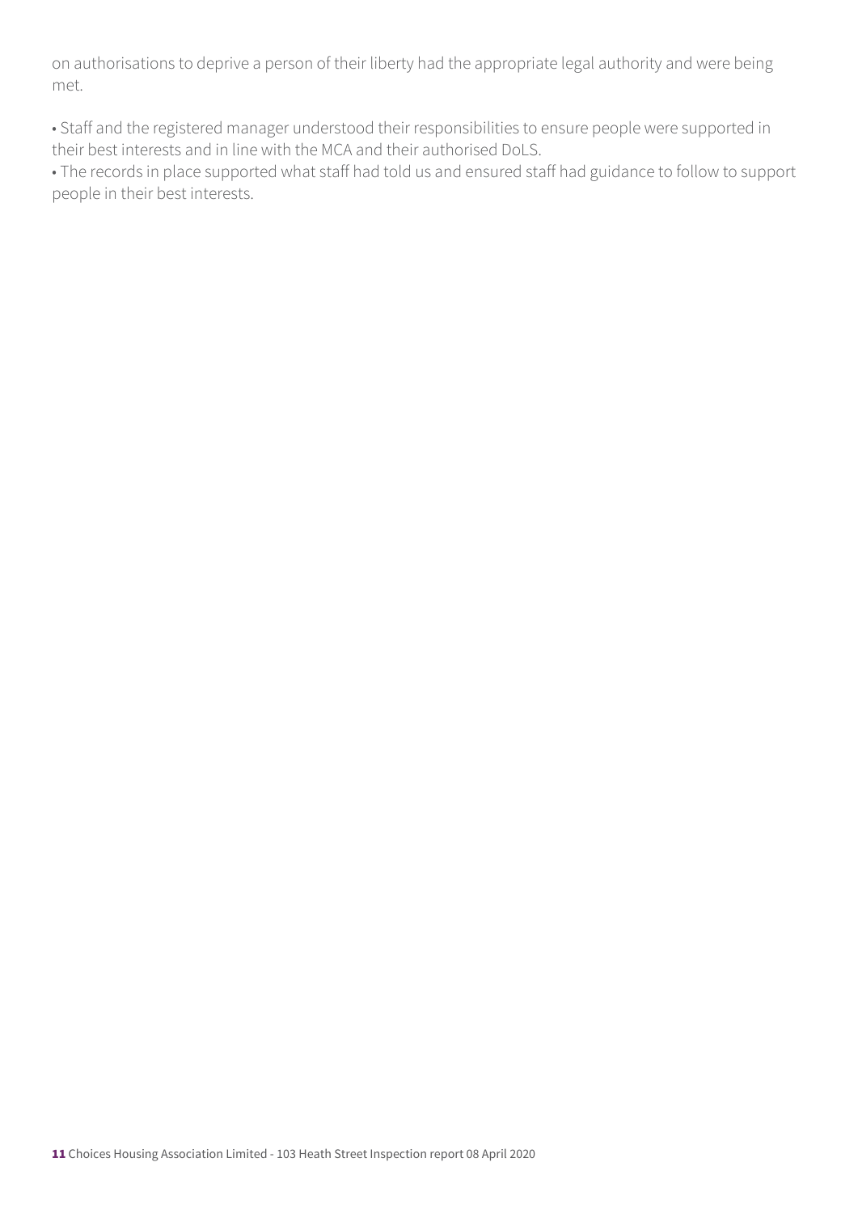on authorisations to deprive a person of their liberty had the appropriate legal authority and were being met.

- Staff and the registered manager understood their responsibilities to ensure people were supported in their best interests and in line with the MCA and their authorised DoLS.
- The records in place supported what staff had told us and ensured staff had guidance to follow to support people in their best interests.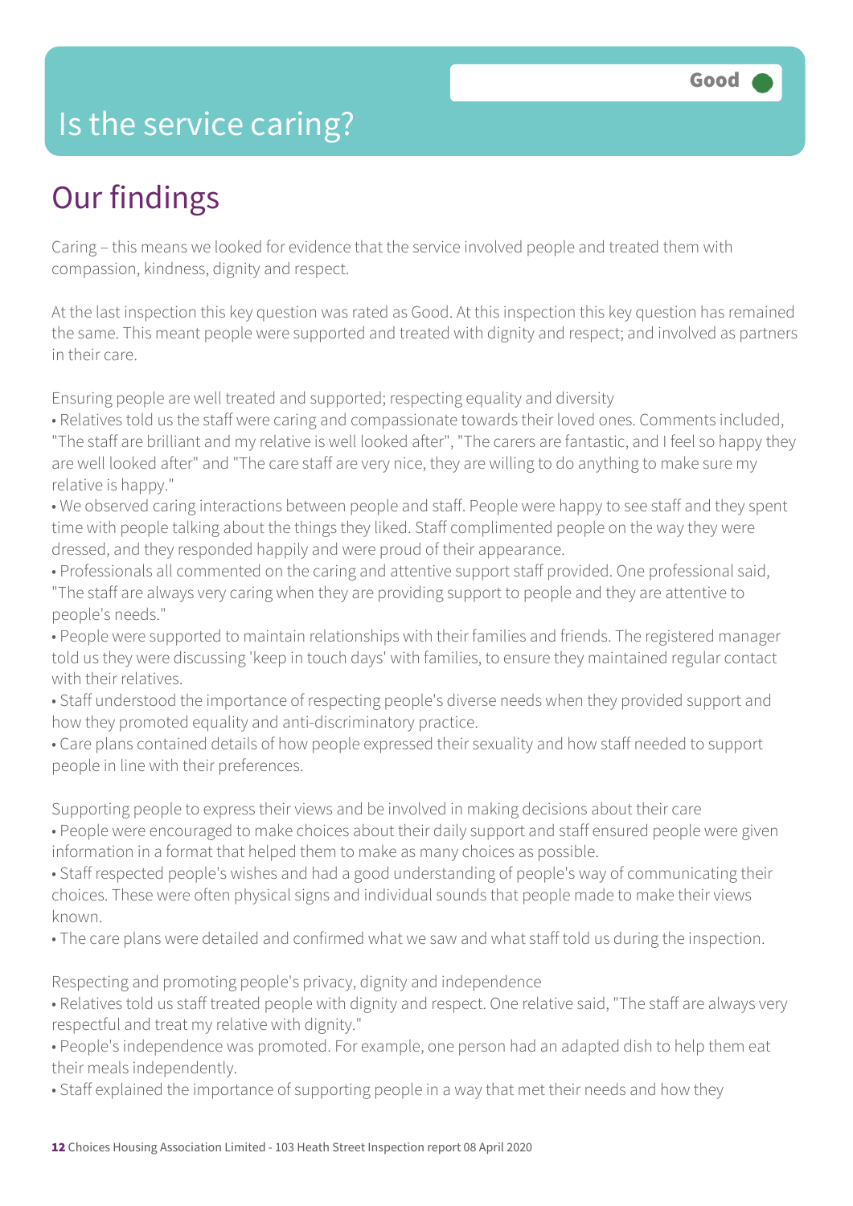# Is the service caring?

Good

## Our findings

Caring – this means we looked for evidence that the service involved people and treated them with compassion, kindness, dignity and respect.

At the last inspection this key question was rated as Good. At this inspection this key question has remained the same. This meant people were supported and treated with dignity and respect; and involved as partners in their care.

Ensuring people are well treated and supported; respecting equality and diversity

- Relatives told us the staff were caring and compassionate towards their loved ones. Comments included, "The staff are brilliant and my relative is well looked after", "The carers are fantastic, and I feel so happy they are well looked after" and "The care staff are very nice, they are willing to do anything to make sure my relative is happy."
- We observed caring interactions between people and staff. People were happy to see staff and they spent time with people talking about the things they liked. Staff complimented people on the way they were dressed, and they responded happily and were proud of their appearance.
- Professionals all commented on the caring and attentive support staff provided. One professional said, "The staff are always very caring when they are providing support to people and they are attentive to people's needs."
- People were supported to maintain relationships with their families and friends. The registered manager told us they were discussing 'keep in touch days' with families, to ensure they maintained regular contact with their relatives.
- Staff understood the importance of respecting people's diverse needs when they provided support and how they promoted equality and anti-discriminatory practice.
- Care plans contained details of how people expressed their sexuality and how staff needed to support people in line with their preferences.

Supporting people to express their views and be involved in making decisions about their care

- People were encouraged to make choices about their daily support and staff ensured people were given information in a format that helped them to make as many choices as possible.
- Staff respected people's wishes and had a good understanding of people's way of communicating their choices. These were often physical signs and individual sounds that people made to make their views known.
- The care plans were detailed and confirmed what we saw and what staff told us during the inspection.

Respecting and promoting people's privacy, dignity and independence

- Relatives told us staff treated people with dignity and respect. One relative said, "The staff are always very respectful and treat my relative with dignity."
- People's independence was promoted. For example, one person had an adapted dish to help them eat their meals independently.
- Staff explained the importance of supporting people in a way that met their needs and how they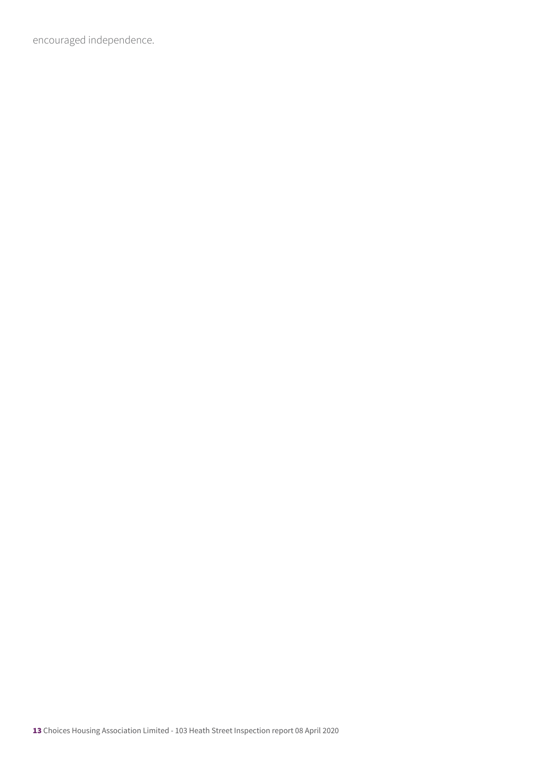encouraged independence.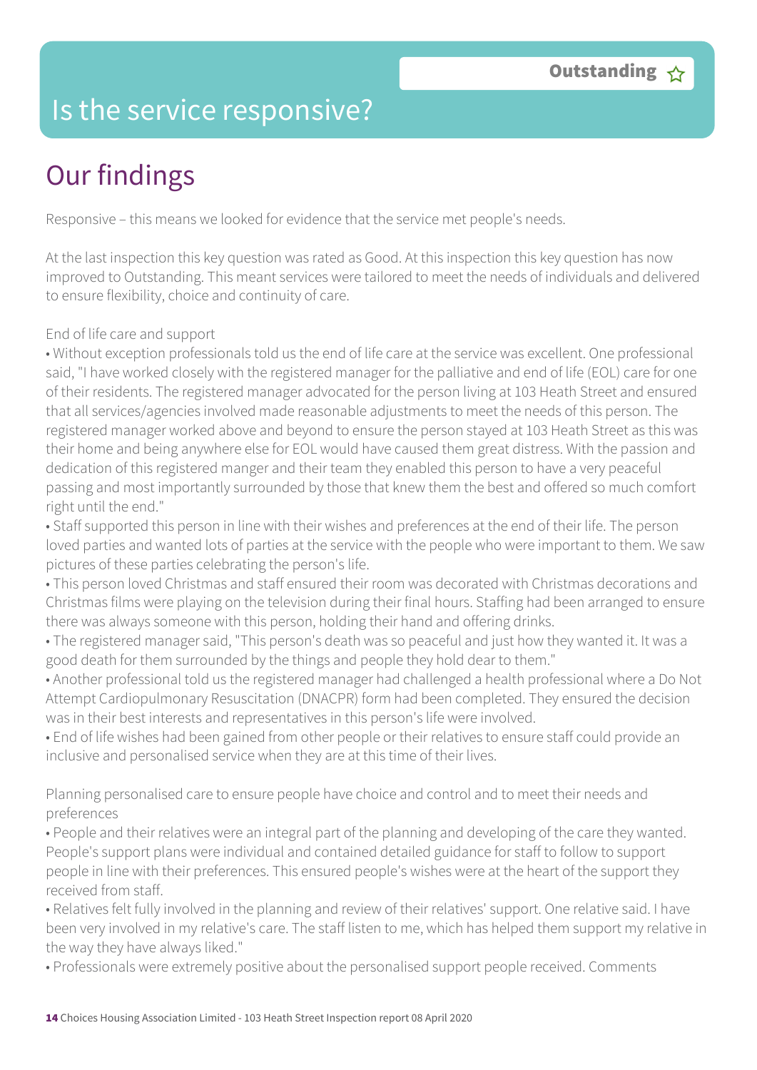Outstanding ☆

## Is the service responsive?

# Our findings

Responsive – this means we looked for evidence that the service met people's needs.

At the last inspection this key question was rated as Good. At this inspection this key question has now improved to Outstanding. This meant services were tailored to meet the needs of individuals and delivered to ensure flexibility, choice and continuity of care.

End of life care and support

- Without exception professionals told us the end of life care at the service was excellent. One professional said, "I have worked closely with the registered manager for the palliative and end of life (EOL) care for one of their residents. The registered manager advocated for the person living at 103 Heath Street and ensured that all services/agencies involved made reasonable adjustments to meet the needs of this person. The registered manager worked above and beyond to ensure the person stayed at 103 Heath Street as this was their home and being anywhere else for EOL would have caused them great distress. With the passion and dedication of this registered manger and their team they enabled this person to have a very peaceful passing and most importantly surrounded by those that knew them the best and offered so much comfort right until the end."
- Staff supported this person in line with their wishes and preferences at the end of their life. The person loved parties and wanted lots of parties at the service with the people who were important to them. We saw pictures of these parties celebrating the person's life.
- This person loved Christmas and staff ensured their room was decorated with Christmas decorations and Christmas films were playing on the television during their final hours. Staffing had been arranged to ensure there was always someone with this person, holding their hand and offering drinks.
- The registered manager said, "This person's death was so peaceful and just how they wanted it. It was a good death for them surrounded by the things and people they hold dear to them."
- Another professional told us the registered manager had challenged a health professional where a Do Not Attempt Cardiopulmonary Resuscitation (DNACPR) form had been completed. They ensured the decision was in their best interests and representatives in this person's life were involved.
- End of life wishes had been gained from other people or their relatives to ensure staff could provide an inclusive and personalised service when they are at this time of their lives.

Planning personalised care to ensure people have choice and control and to meet their needs and preferences

- People and their relatives were an integral part of the planning and developing of the care they wanted. People's support plans were individual and contained detailed guidance for staff to follow to support people in line with their preferences. This ensured people's wishes were at the heart of the support they received from staff.
- Relatives felt fully involved in the planning and review of their relatives' support. One relative said. I have been very involved in my relative's care. The staff listen to me, which has helped them support my relative in the way they have always liked."
- Professionals were extremely positive about the personalised support people received. Comments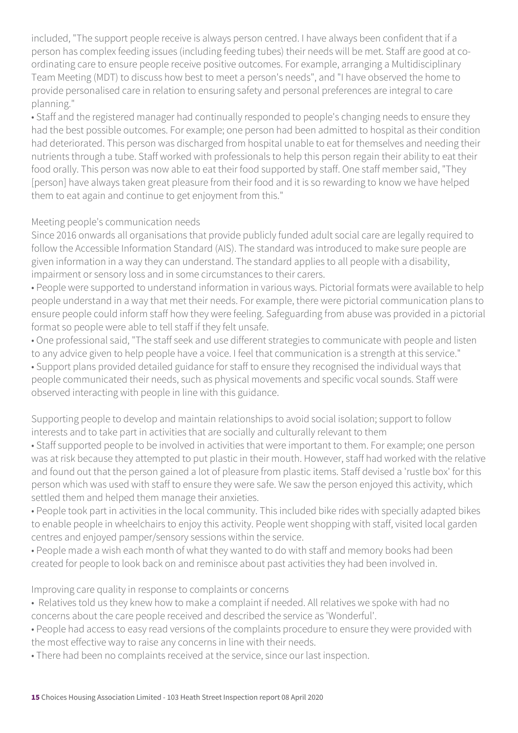included, "The support people receive is always person centred. I have always been confident that if a person has complex feeding issues (including feeding tubes) their needs will be met. Staff are good at co-ordinating care to ensure people receive positive outcomes. For example, arranging a Multidisciplinary Team Meeting (MDT) to discuss how best to meet a person's needs", and "I have observed the home to provide personalised care in relation to ensuring safety and personal preferences are integral to care planning."

- Staff and the registered manager had continually responded to people's changing needs to ensure they had the best possible outcomes. For example; one person had been admitted to hospital as their condition had deteriorated. This person was discharged from hospital unable to eat for themselves and needing their nutrients through a tube. Staff worked with professionals to help this person regain their ability to eat their food orally. This person was now able to eat their food supported by staff. One staff member said, "They [person] have always taken great pleasure from their food and it is so rewarding to know we have helped them to eat again and continue to get enjoyment from this."

Meeting people's communication needs

Since 2016 onwards all organisations that provide publicly funded adult social care are legally required to follow the Accessible Information Standard (AIS). The standard was introduced to make sure people are given information in a way they can understand. The standard applies to all people with a disability, impairment or sensory loss and in some circumstances to their carers.

- People were supported to understand information in various ways. Pictorial formats were available to help people understand in a way that met their needs. For example, there were pictorial communication plans to ensure people could inform staff how they were feeling. Safeguarding from abuse was provided in a pictorial format so people were able to tell staff if they felt unsafe.
- One professional said, "The staff seek and use different strategies to communicate with people and listen to any advice given to help people have a voice. I feel that communication is a strength at this service."
- Support plans provided detailed guidance for staff to ensure they recognised the individual ways that people communicated their needs, such as physical movements and specific vocal sounds. Staff were observed interacting with people in line with this guidance.

Supporting people to develop and maintain relationships to avoid social isolation; support to follow interests and to take part in activities that are socially and culturally relevant to them

- Staff supported people to be involved in activities that were important to them. For example; one person was at risk because they attempted to put plastic in their mouth. However, staff had worked with the relative and found out that the person gained a lot of pleasure from plastic items. Staff devised a 'rustle box' for this person which was used with staff to ensure they were safe. We saw the person enjoyed this activity, which settled them and helped them manage their anxieties.
- People took part in activities in the local community. This included bike rides with specially adapted bikes to enable people in wheelchairs to enjoy this activity. People went shopping with staff, visited local garden centres and enjoyed pamper/sensory sessions within the service.
- People made a wish each month of what they wanted to do with staff and memory books had been created for people to look back on and reminisce about past activities they had been involved in.

Improving care quality in response to complaints or concerns

- Relatives told us they knew how to make a complaint if needed. All relatives we spoke with had no concerns about the care people received and described the service as 'Wonderful'.
- People had access to easy read versions of the complaints procedure to ensure they were provided with the most effective way to raise any concerns in line with their needs.
- There had been no complaints received at the service, since our last inspection.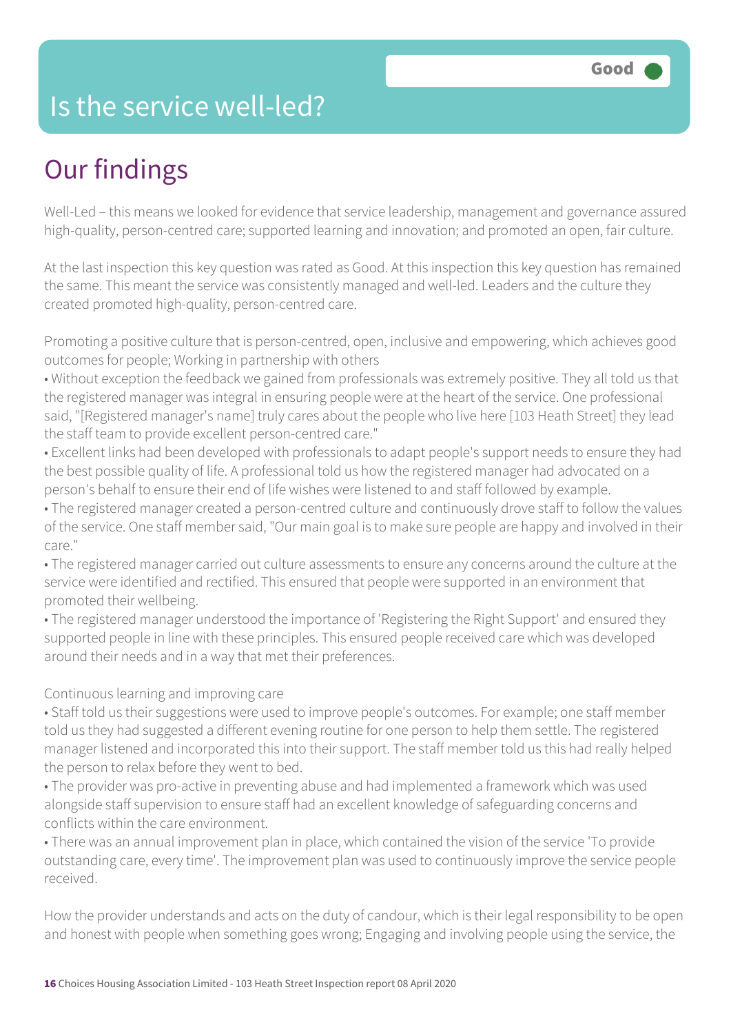# Is the service well-led?

Good

## Our findings

Well-Led – this means we looked for evidence that service leadership, management and governance assured high-quality, person-centred care; supported learning and innovation; and promoted an open, fair culture.

At the last inspection this key question was rated as Good. At this inspection this key question has remained the same. This meant the service was consistently managed and well-led. Leaders and the culture they created promoted high-quality, person-centred care.

Promoting a positive culture that is person-centred, open, inclusive and empowering, which achieves good outcomes for people; Working in partnership with others

- Without exception the feedback we gained from professionals was extremely positive. They all told us that the registered manager was integral in ensuring people were at the heart of the service. One professional said, "[Registered manager's name] truly cares about the people who live here [103 Heath Street] they lead the staff team to provide excellent person-centred care."
- Excellent links had been developed with professionals to adapt people's support needs to ensure they had the best possible quality of life. A professional told us how the registered manager had advocated on a person's behalf to ensure their end of life wishes were listened to and staff followed by example.
- The registered manager created a person-centred culture and continuously drove staff to follow the values of the service. One staff member said, "Our main goal is to make sure people are happy and involved in their care."
- The registered manager carried out culture assessments to ensure any concerns around the culture at the service were identified and rectified. This ensured that people were supported in an environment that promoted their wellbeing.
- The registered manager understood the importance of 'Registering the Right Support' and ensured they supported people in line with these principles. This ensured people received care which was developed around their needs and in a way that met their preferences.

Continuous learning and improving care

- Staff told us their suggestions were used to improve people's outcomes. For example; one staff member told us they had suggested a different evening routine for one person to help them settle. The registered manager listened and incorporated this into their support. The staff member told us this had really helped the person to relax before they went to bed.
- The provider was pro-active in preventing abuse and had implemented a framework which was used alongside staff supervision to ensure staff had an excellent knowledge of safeguarding concerns and conflicts within the care environment.
- There was an annual improvement plan in place, which contained the vision of the service 'To provide outstanding care, every time'. The improvement plan was used to continuously improve the service people received.

How the provider understands and acts on the duty of candour, which is their legal responsibility to be open and honest with people when something goes wrong; Engaging and involving people using the service, the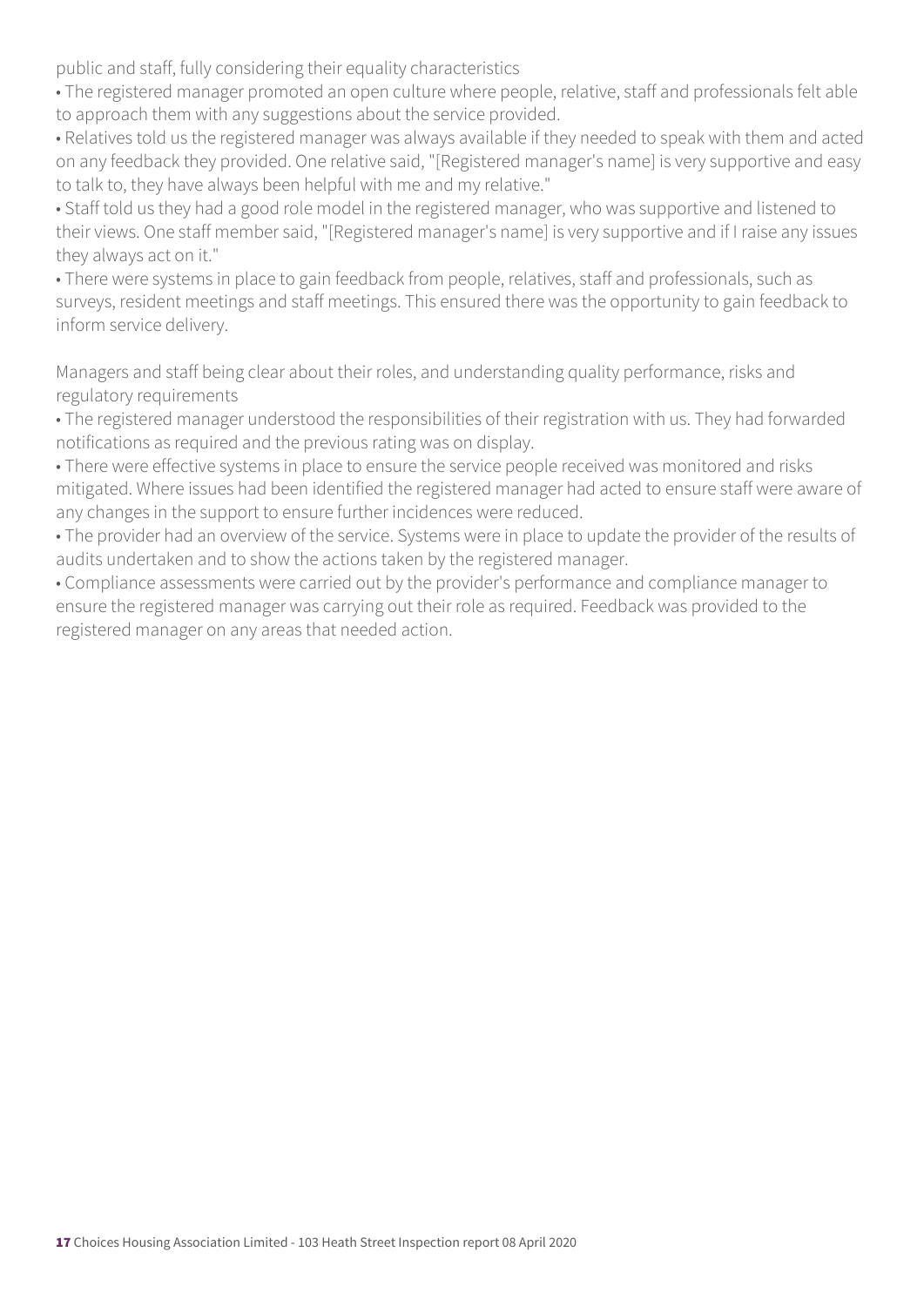public and staff, fully considering their equality characteristics

- The registered manager promoted an open culture where people, relative, staff and professionals felt able to approach them with any suggestions about the service provided.
- Relatives told us the registered manager was always available if they needed to speak with them and acted on any feedback they provided. One relative said, "[Registered manager's name] is very supportive and easy to talk to, they have always been helpful with me and my relative."
- Staff told us they had a good role model in the registered manager, who was supportive and listened to their views. One staff member said, "[Registered manager's name] is very supportive and if I raise any issues they always act on it."
- There were systems in place to gain feedback from people, relatives, staff and professionals, such as surveys, resident meetings and staff meetings. This ensured there was the opportunity to gain feedback to inform service delivery.

Managers and staff being clear about their roles, and understanding quality performance, risks and regulatory requirements

- The registered manager understood the responsibilities of their registration with us. They had forwarded notifications as required and the previous rating was on display.
- There were effective systems in place to ensure the service people received was monitored and risks mitigated. Where issues had been identified the registered manager had acted to ensure staff were aware of any changes in the support to ensure further incidences were reduced.
- The provider had an overview of the service. Systems were in place to update the provider of the results of audits undertaken and to show the actions taken by the registered manager.
- Compliance assessments were carried out by the provider's performance and compliance manager to ensure the registered manager was carrying out their role as required. Feedback was provided to the registered manager on any areas that needed action.